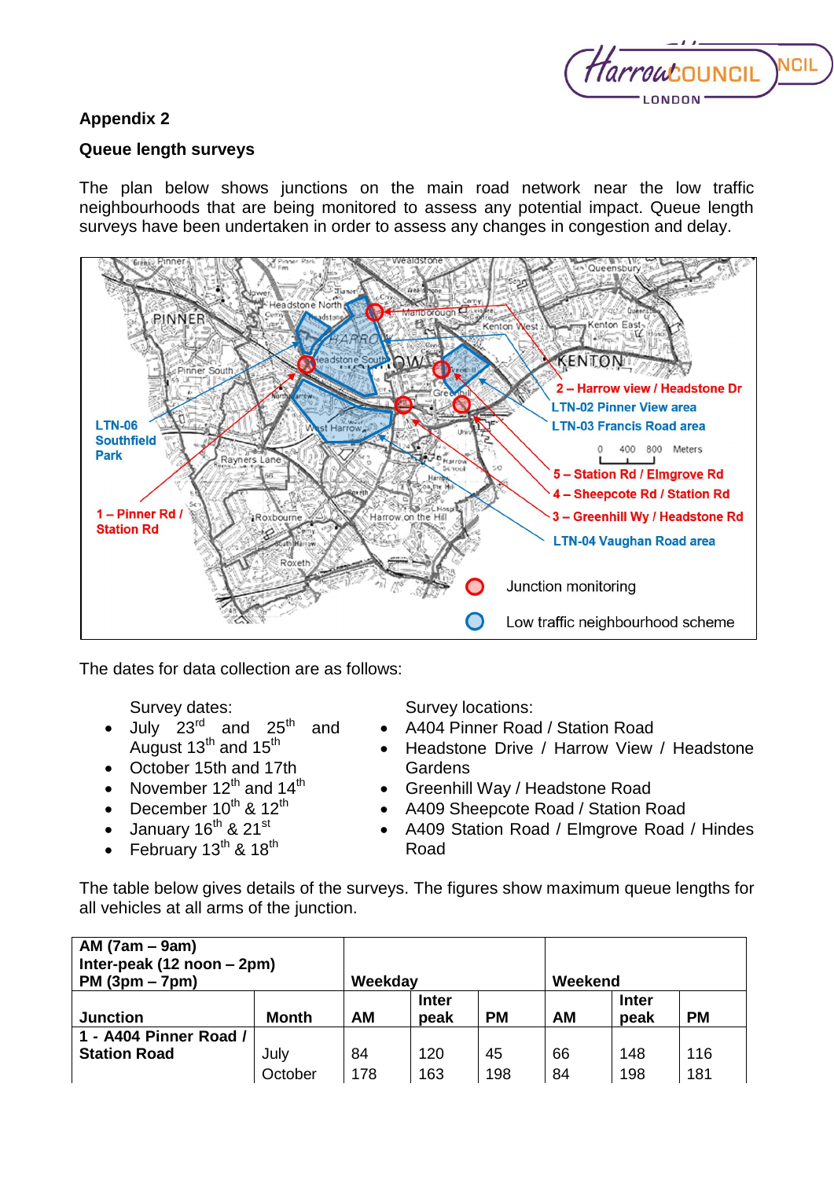## Appendix 2

### Queue length surveys

The plan below shows junctions on the main road network near the low traffic neighbourhoods that are being monitored to assess any potential impact. Queue length surveys have been undertaken in order to assess any changes in congestion and delay.

The dates for data collection are as follows:

Survey dates:

- July 23rd and 25th and August 13th and 15th
- October 15th and 17th
- November 12th and 14th
- December 10th & 12th
- January 16th & 21st
- February 13th & 18th

Survey locations:

- A404 Pinner Road / Station Road
- Headstone Drive / Harrow View / Headstone Gardens
- Greenhill Way / Headstone Road
- A409 Sheepcote Road / Station Road
- A409 Station Road / Elmgrove Road / Hindes Road

The table below gives details of the surveys. The figures show maximum queue lengths for all vehicles at all arms of the junction.

| AM (7am – 9am)<br>Inter-peak (12 noon – 2pm)<br>PM (3pm – 7pm) | | Weekday | | | Weekend | | |
|---|---|---|---|---|---|---|---|
| **Junction** | **Month** | **AM** | **Inter peak** | **PM** | **AM** | **Inter peak** | **PM** |
| **1 - A404 Pinner Road / Station Road** | July | 84 | 120 | 45 | 66 | 148 | 116 |
| | October | 178 | 163 | 198 | 84 | 198 | 181 |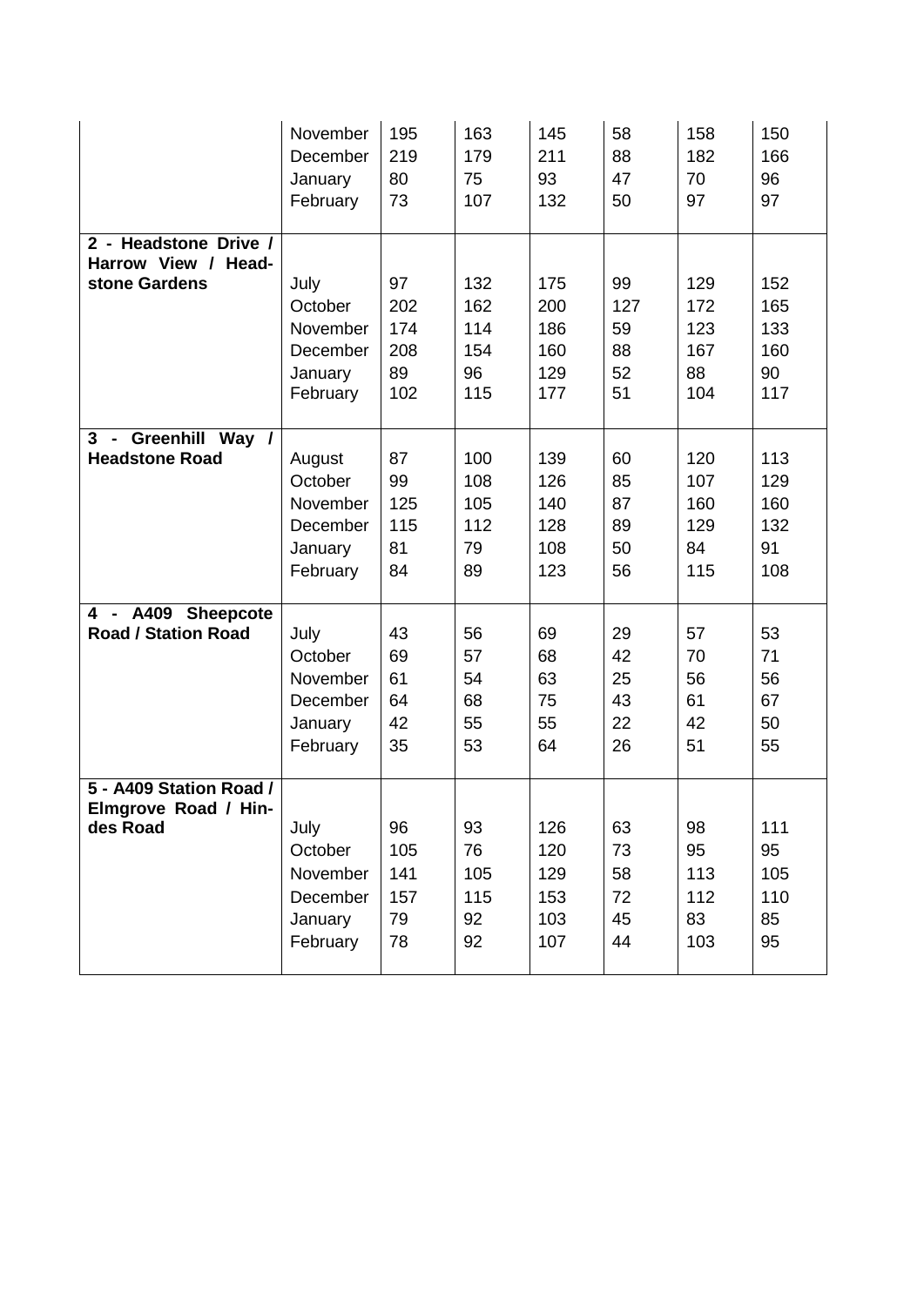| | | | | | | | |
|---|---|---|---|---|---|---|---|
| | November | 195 | 163 | 145 | 58 | 158 | 150 |
| | December | 219 | 179 | 211 | 88 | 182 | 166 |
| | January | 80 | 75 | 93 | 47 | 70 | 96 |
| | February | 73 | 107 | 132 | 50 | 97 | 97 |
| **2 - Headstone Drive / Harrow View / Headstone Gardens** | July | 97 | 132 | 175 | 99 | 129 | 152 |
| | October | 202 | 162 | 200 | 127 | 172 | 165 |
| | November | 174 | 114 | 186 | 59 | 123 | 133 |
| | December | 208 | 154 | 160 | 88 | 167 | 160 |
| | January | 89 | 96 | 129 | 52 | 88 | 90 |
| | February | 102 | 115 | 177 | 51 | 104 | 117 |
| **3 - Greenhill Way / Headstone Road** | August | 87 | 100 | 139 | 60 | 120 | 113 |
| | October | 99 | 108 | 126 | 85 | 107 | 129 |
| | November | 125 | 105 | 140 | 87 | 160 | 160 |
| | December | 115 | 112 | 128 | 89 | 129 | 132 |
| | January | 81 | 79 | 108 | 50 | 84 | 91 |
| | February | 84 | 89 | 123 | 56 | 115 | 108 |
| **4 - A409 Sheepcote Road / Station Road** | July | 43 | 56 | 69 | 29 | 57 | 53 |
| | October | 69 | 57 | 68 | 42 | 70 | 71 |
| | November | 61 | 54 | 63 | 25 | 56 | 56 |
| | December | 64 | 68 | 75 | 43 | 61 | 67 |
| | January | 42 | 55 | 55 | 22 | 42 | 50 |
| | February | 35 | 53 | 64 | 26 | 51 | 55 |
| **5 - A409 Station Road / Elmgrove Road / Hindes Road** | July | 96 | 93 | 126 | 63 | 98 | 111 |
| | October | 105 | 76 | 120 | 73 | 95 | 95 |
| | November | 141 | 105 | 129 | 58 | 113 | 105 |
| | December | 157 | 115 | 153 | 72 | 112 | 110 |
| | January | 79 | 92 | 103 | 45 | 83 | 85 |
| | February | 78 | 92 | 107 | 44 | 103 | 95 |